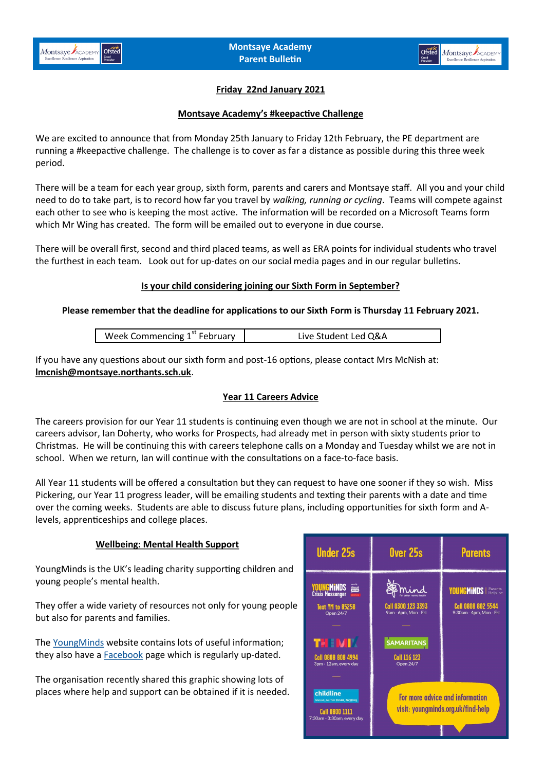# Montsaye Academy Parent Bulletin

**Friday 22nd January 2021**

## Montsaye Academy's #keepactive Challenge

We are excited to announce that from Monday 25th January to Friday 12th February, the PE department are running a #keepactive challenge. The challenge is to cover as far a distance as possible during this three week period.

There will be a team for each year group, sixth form, parents and carers and Montsaye staff. All you and your child need to do to take part, is to record how far you travel by *walking, running or cycling*. Teams will compete against each other to see who is keeping the most active. The information will be recorded on a Microsoft Teams form which Mr Wing has created. The form will be emailed out to everyone in due course.

There will be overall first, second and third placed teams, as well as ERA points for individual students who travel the furthest in each team. Look out for up-dates on our social media pages and in our regular bulletins.

## Is your child considering joining our Sixth Form in September?

**Please remember that the deadline for applications to our Sixth Form is Thursday 11 February 2021.**

| Week Commencing 1st February | Live Student Led Q&A |
|---|---|

If you have any questions about our sixth form and post-16 options, please contact Mrs McNish at: **lmcnish@montsaye.northants.sch.uk**.

## Year 11 Careers Advice

The careers provision for our Year 11 students is continuing even though we are not in school at the minute. Our careers advisor, Ian Doherty, who works for Prospects, had already met in person with sixty students prior to Christmas. He will be continuing this with careers telephone calls on a Monday and Tuesday whilst we are not in school. When we return, Ian will continue with the consultations on a face-to-face basis.

All Year 11 students will be offered a consultation but they can request to have one sooner if they so wish. Miss Pickering, our Year 11 progress leader, will be emailing students and texting their parents with a date and time over the coming weeks. Students are able to discuss future plans, including opportunities for sixth form and A-levels, apprenticeships and college places.

## Wellbeing: Mental Health Support

YoungMinds is the UK's leading charity supporting children and young people's mental health.

They offer a wide variety of resources not only for young people but also for parents and families.

The YoungMinds website contains lots of useful information; they also have a Facebook page which is regularly up-dated.

The organisation recently shared this graphic showing lots of places where help and support can be obtained if it is needed.

| Under 25s | Over 25s | Parents |
|---|---|---|
| YoungMinds Crisis Messenger — Text YM to 85258, Open 24/7 | Mind — Call 0300 123 3393, 9am - 6pm, Mon - Fri | YoungMinds Parents Helpline — Call 0808 802 5544, 9:30am - 4pm, Mon - Fri |
| The Mix — Call 0808 808 4994, 3pm - 12am, every day | Samaritans — Call 116 123, Open 24/7 | |
| Childline — Call 0800 1111, 7:30am - 3:30am, every day | | |

For more advice and information visit: youngminds.org.uk/find-help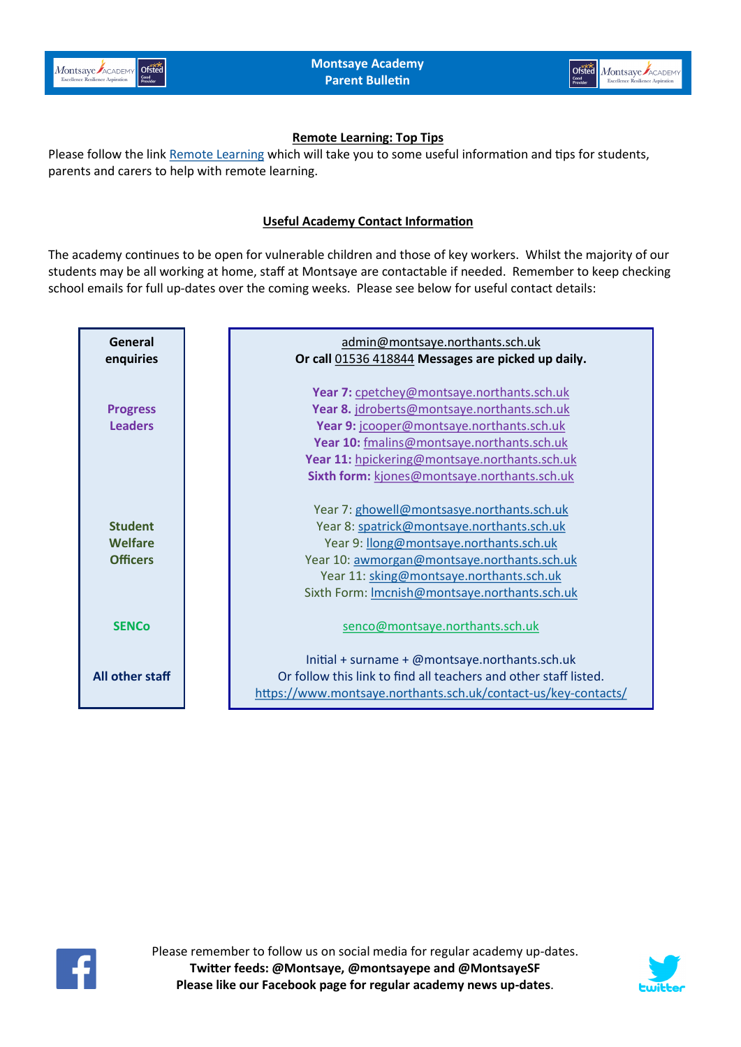## Remote Learning: Top Tips

Please follow the link Remote Learning which will take you to some useful information and tips for students, parents and carers to help with remote learning.

## Useful Academy Contact Information

The academy continues to be open for vulnerable children and those of key workers. Whilst the majority of our students may be all working at home, staff at Montsaye are contactable if needed. Remember to keep checking school emails for full up-dates over the coming weeks. Please see below for useful contact details:

| | |
|---|---|
| **General enquiries** | admin@montsaye.northants.sch.uk<br>**Or call** 01536 418844 **Messages are picked up daily.** |
| **Progress Leaders** | **Year 7:** cpetchey@montsaye.northants.sch.uk<br>**Year 8.** jdroberts@montsaye.northants.sch.uk<br>**Year 9:** jcooper@montsaye.northants.sch.uk<br>**Year 10:** fmalins@montsaye.northants.sch.uk<br>**Year 11:** hpickering@montsaye.northants.sch.uk<br>**Sixth form:** kjones@montsaye.northants.sch.uk |
| **Student Welfare Officers** | Year 7: ghowell@montsasye.northants.sch.uk<br>Year 8: spatrick@montsaye.northants.sch.uk<br>Year 9: llong@montsaye.northants.sch.uk<br>Year 10: awmorgan@montsaye.northants.sch.uk<br>Year 11: sking@montsaye.northants.sch.uk<br>Sixth Form: lmcnish@montsaye.northants.sch.uk |
| **SENCo** | senco@montsaye.northants.sch.uk |
| **All other staff** | Initial + surname + @montsaye.northants.sch.uk<br>Or follow this link to find all teachers and other staff listed.<br>https://www.montsaye.northants.sch.uk/contact-us/key-contacts/ |

Please remember to follow us on social media for regular academy up-dates.
**Twitter feeds: @Montsaye, @montsayepe and @MontsayeSF**
**Please like our Facebook page for regular academy news up-dates**.